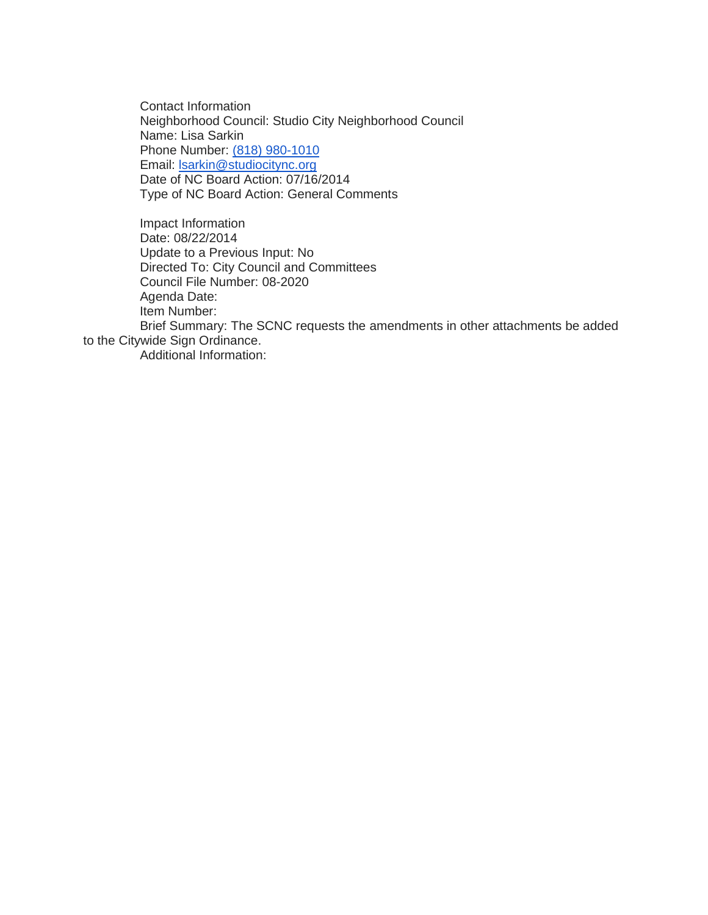Contact Information
Neighborhood Council: Studio City Neighborhood Council
Name: Lisa Sarkin
Phone Number: (818) 980-1010
Email: lsarkin@studiocitync.org
Date of NC Board Action: 07/16/2014
Type of NC Board Action: General Comments

Impact Information
Date: 08/22/2014
Update to a Previous Input: No
Directed To: City Council and Committees
Council File Number: 08-2020
Agenda Date:
Item Number:
Brief Summary: The SCNC requests the amendments in other attachments be added to the Citywide Sign Ordinance.
Additional Information: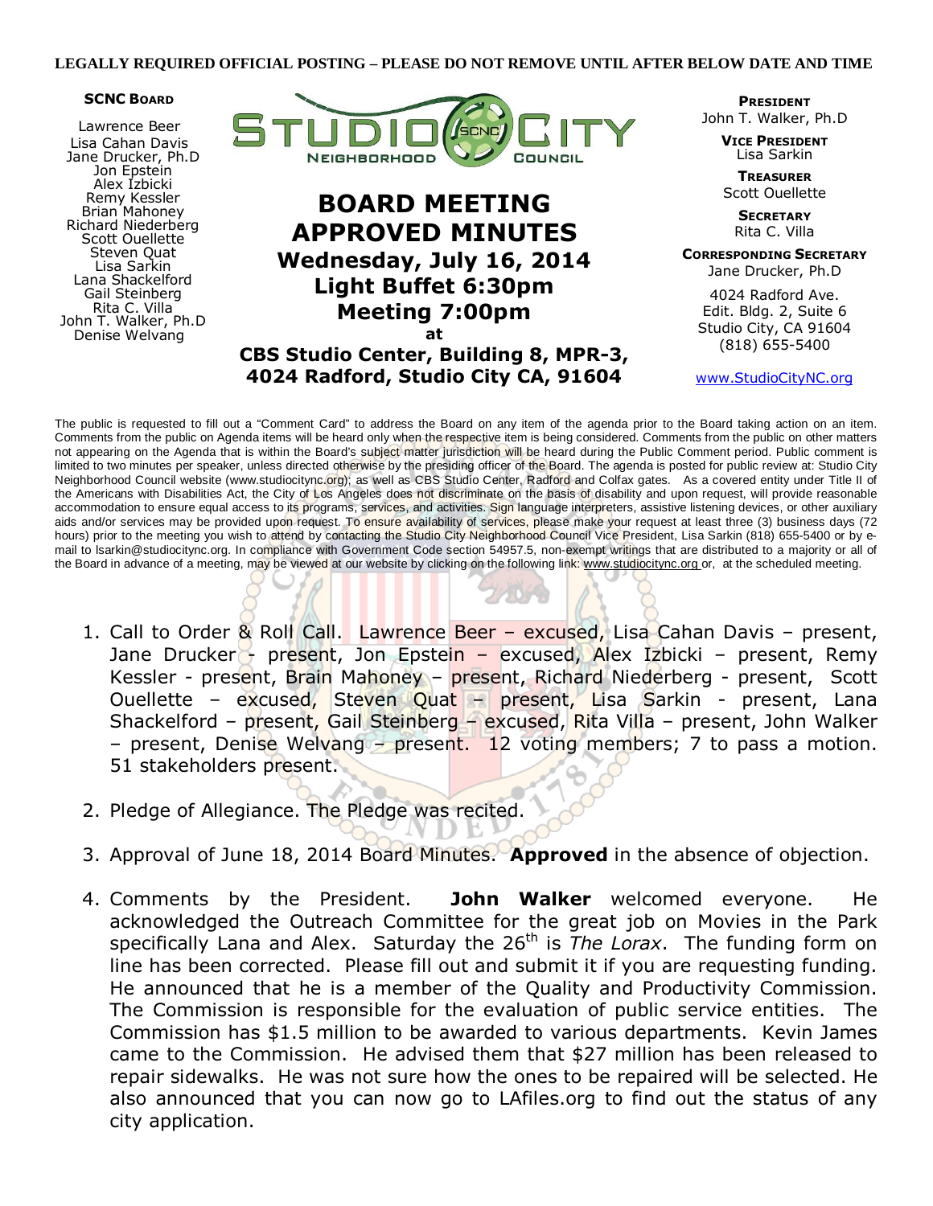**LEGALLY REQUIRED OFFICIAL POSTING – PLEASE DO NOT REMOVE UNTIL AFTER BELOW DATE AND TIME**

**SCNC BOARD**

Lawrence Beer
Lisa Cahan Davis
Jane Drucker, Ph.D
Jon Epstein
Alex Izbicki
Remy Kessler
Brian Mahoney
Richard Niederberg
Scott Ouellette
Steven Quat
Lisa Sarkin
Lana Shackelford
Gail Steinberg
Rita C. Villa
John T. Walker, Ph.D
Denise Welvang

STUDIO CITY NEIGHBORHOOD COUNCIL

# BOARD MEETING APPROVED MINUTES

## Wednesday, July 16, 2014
## Light Buffet 6:30pm
## Meeting 7:00pm

**at**

**CBS Studio Center, Building 8, MPR-3, 4024 Radford, Studio City CA, 91604**

**PRESIDENT**
John T. Walker, Ph.D

**VICE PRESIDENT**
Lisa Sarkin

**TREASURER**
Scott Ouellette

**SECRETARY**
Rita C. Villa

**CORRESPONDING SECRETARY**
Jane Drucker, Ph.D

4024 Radford Ave.
Edit. Bldg. 2, Suite 6
Studio City, CA 91604
(818) 655-5400

www.StudioCityNC.org

The public is requested to fill out a "Comment Card" to address the Board on any item of the agenda prior to the Board taking action on an item. Comments from the public on Agenda items will be heard only when the respective item is being considered. Comments from the public on other matters not appearing on the Agenda that is within the Board's subject matter jurisdiction will be heard during the Public Comment period. Public comment is limited to two minutes per speaker, unless directed otherwise by the presiding officer of the Board. The agenda is posted for public review at: Studio City Neighborhood Council website (www.studiocitync.org); as well as CBS Studio Center, Radford and Colfax gates. As a covered entity under Title II of the Americans with Disabilities Act, the City of Los Angeles does not discriminate on the basis of disability and upon request, will provide reasonable accommodation to ensure equal access to its programs, services, and activities. Sign language interpreters, assistive listening devices, or other auxiliary aids and/or services may be provided upon request. To ensure availability of services, please make your request at least three (3) business days (72 hours) prior to the meeting you wish to attend by contacting the Studio City Neighborhood Council Vice President, Lisa Sarkin (818) 655-5400 or by e-mail to lsarkin@studiocitync.org. In compliance with Government Code section 54957.5, non-exempt writings that are distributed to a majority or all of the Board in advance of a meeting, may be viewed at our website by clicking on the following link: www.studiocitync.org or, at the scheduled meeting.

1. Call to Order & Roll Call. Lawrence Beer – excused, Lisa Cahan Davis – present, Jane Drucker - present, Jon Epstein – excused, Alex Izbicki – present, Remy Kessler - present, Brain Mahoney – present, Richard Niederberg - present, Scott Ouellette – excused, Steven Quat – present, Lisa Sarkin - present, Lana Shackelford – present, Gail Steinberg – excused, Rita Villa – present, John Walker – present, Denise Welvang – present. 12 voting members; 7 to pass a motion. 51 stakeholders present.

2. Pledge of Allegiance. The Pledge was recited.

3. Approval of June 18, 2014 Board Minutes. **Approved** in the absence of objection.

4. Comments by the President. **John Walker** welcomed everyone. He acknowledged the Outreach Committee for the great job on Movies in the Park specifically Lana and Alex. Saturday the 26th is *The Lorax*. The funding form on line has been corrected. Please fill out and submit it if you are requesting funding. He announced that he is a member of the Quality and Productivity Commission. The Commission is responsible for the evaluation of public service entities. The Commission has $1.5 million to be awarded to various departments. Kevin James came to the Commission. He advised them that $27 million has been released to repair sidewalks. He was not sure how the ones to be repaired will be selected. He also announced that you can now go to LAfiles.org to find out the status of any city application.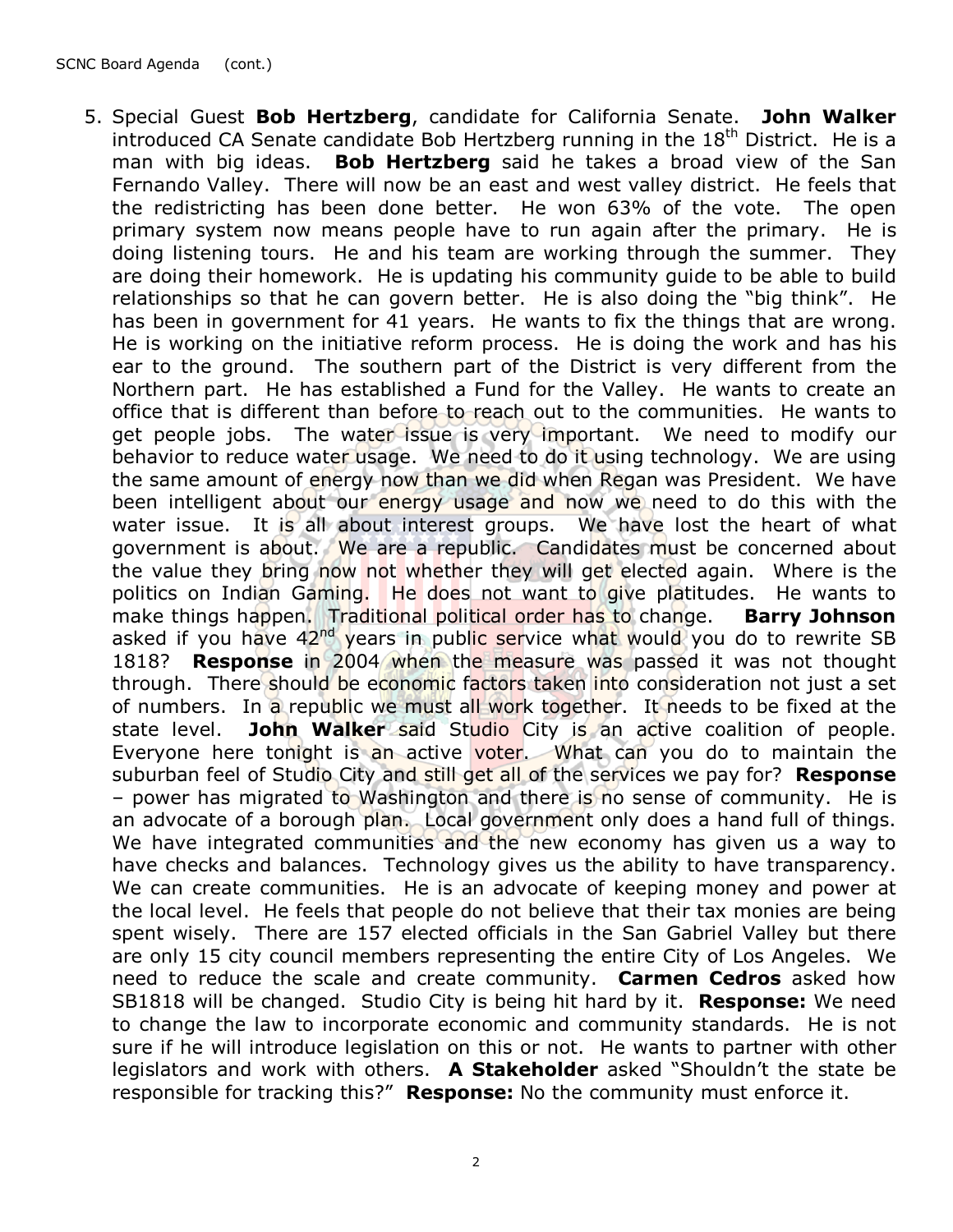5. Special Guest **Bob Hertzberg**, candidate for California Senate. **John Walker** introduced CA Senate candidate Bob Hertzberg running in the 18th District. He is a man with big ideas. **Bob Hertzberg** said he takes a broad view of the San Fernando Valley. There will now be an east and west valley district. He feels that the redistricting has been done better. He won 63% of the vote. The open primary system now means people have to run again after the primary. He is doing listening tours. He and his team are working through the summer. They are doing their homework. He is updating his community guide to be able to build relationships so that he can govern better. He is also doing the "big think". He has been in government for 41 years. He wants to fix the things that are wrong. He is working on the initiative reform process. He is doing the work and has his ear to the ground. The southern part of the District is very different from the Northern part. He has established a Fund for the Valley. He wants to create an office that is different than before to reach out to the communities. He wants to get people jobs. The water issue is very important. We need to modify our behavior to reduce water usage. We need to do it using technology. We are using the same amount of energy now than we did when Regan was President. We have been intelligent about our energy usage and now we need to do this with the water issue. It is all about interest groups. We have lost the heart of what government is about. We are a republic. Candidates must be concerned about the value they bring now not whether they will get elected again. Where is the politics on Indian Gaming. He does not want to give platitudes. He wants to make things happen. Traditional political order has to change. **Barry Johnson** asked if you have 42nd years in public service what would you do to rewrite SB 1818? **Response** in 2004 when the measure was passed it was not thought through. There should be economic factors taken into consideration not just a set of numbers. In a republic we must all work together. It needs to be fixed at the state level. **John Walker** said Studio City is an active coalition of people. Everyone here tonight is an active voter. What can you do to maintain the suburban feel of Studio City and still get all of the services we pay for? **Response** – power has migrated to Washington and there is no sense of community. He is an advocate of a borough plan. Local government only does a hand full of things. We have integrated communities and the new economy has given us a way to have checks and balances. Technology gives us the ability to have transparency. We can create communities. He is an advocate of keeping money and power at the local level. He feels that people do not believe that their tax monies are being spent wisely. There are 157 elected officials in the San Gabriel Valley but there are only 15 city council members representing the entire City of Los Angeles. We need to reduce the scale and create community. **Carmen Cedros** asked how SB1818 will be changed. Studio City is being hit hard by it. **Response:** We need to change the law to incorporate economic and community standards. He is not sure if he will introduce legislation on this or not. He wants to partner with other legislators and work with others. **A Stakeholder** asked "Shouldn't the state be responsible for tracking this?" **Response:** No the community must enforce it.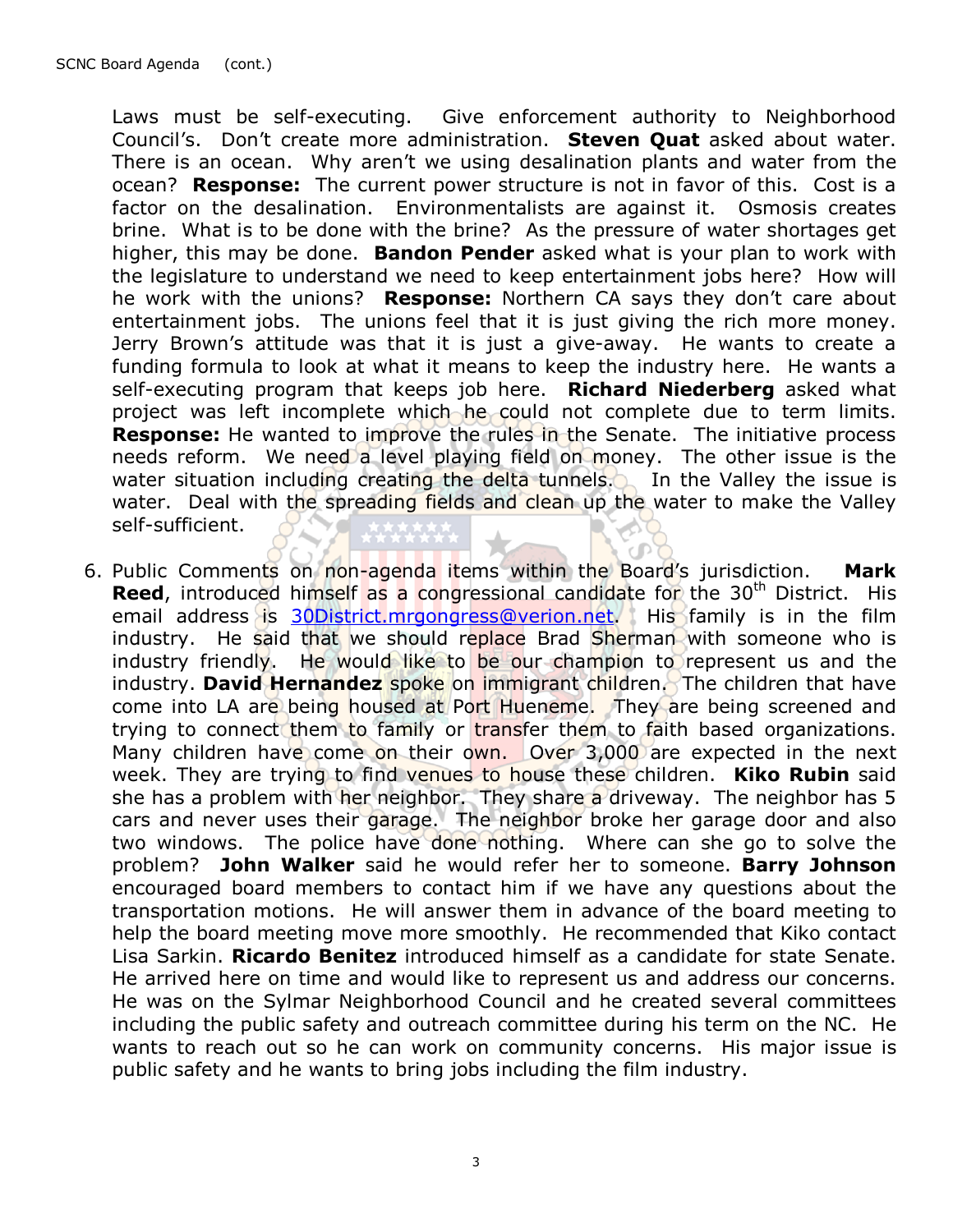Laws must be self-executing. Give enforcement authority to Neighborhood Council's. Don't create more administration. **Steven Quat** asked about water. There is an ocean. Why aren't we using desalination plants and water from the ocean? **Response:** The current power structure is not in favor of this. Cost is a factor on the desalination. Environmentalists are against it. Osmosis creates brine. What is to be done with the brine? As the pressure of water shortages get higher, this may be done. **Bandon Pender** asked what is your plan to work with the legislature to understand we need to keep entertainment jobs here? How will he work with the unions? **Response:** Northern CA says they don't care about entertainment jobs. The unions feel that it is just giving the rich more money. Jerry Brown's attitude was that it is just a give-away. He wants to create a funding formula to look at what it means to keep the industry here. He wants a self-executing program that keeps job here. **Richard Niederberg** asked what project was left incomplete which he could not complete due to term limits. **Response:** He wanted to improve the rules in the Senate. The initiative process needs reform. We need a level playing field on money. The other issue is the water situation including creating the delta tunnels. In the Valley the issue is water. Deal with the spreading fields and clean up the water to make the Valley self-sufficient.

6. Public Comments on non-agenda items within the Board's jurisdiction. **Mark Reed**, introduced himself as a congressional candidate for the 30th District. His email address is [30District.mrgongress@verion.net](mailto:30District.mrgongress@verion.net). His family is in the film industry. He said that we should replace Brad Sherman with someone who is industry friendly. He would like to be our champion to represent us and the industry. **David Hernandez** spoke on immigrant children. The children that have come into LA are being housed at Port Hueneme. They are being screened and trying to connect them to family or transfer them to faith based organizations. Many children have come on their own. Over 3,000 are expected in the next week. They are trying to find venues to house these children. **Kiko Rubin** said she has a problem with her neighbor. They share a driveway. The neighbor has 5 cars and never uses their garage. The neighbor broke her garage door and also two windows. The police have done nothing. Where can she go to solve the problem? **John Walker** said he would refer her to someone. **Barry Johnson** encouraged board members to contact him if we have any questions about the transportation motions. He will answer them in advance of the board meeting to help the board meeting move more smoothly. He recommended that Kiko contact Lisa Sarkin. **Ricardo Benitez** introduced himself as a candidate for state Senate. He arrived here on time and would like to represent us and address our concerns. He was on the Sylmar Neighborhood Council and he created several committees including the public safety and outreach committee during his term on the NC. He wants to reach out so he can work on community concerns. His major issue is public safety and he wants to bring jobs including the film industry.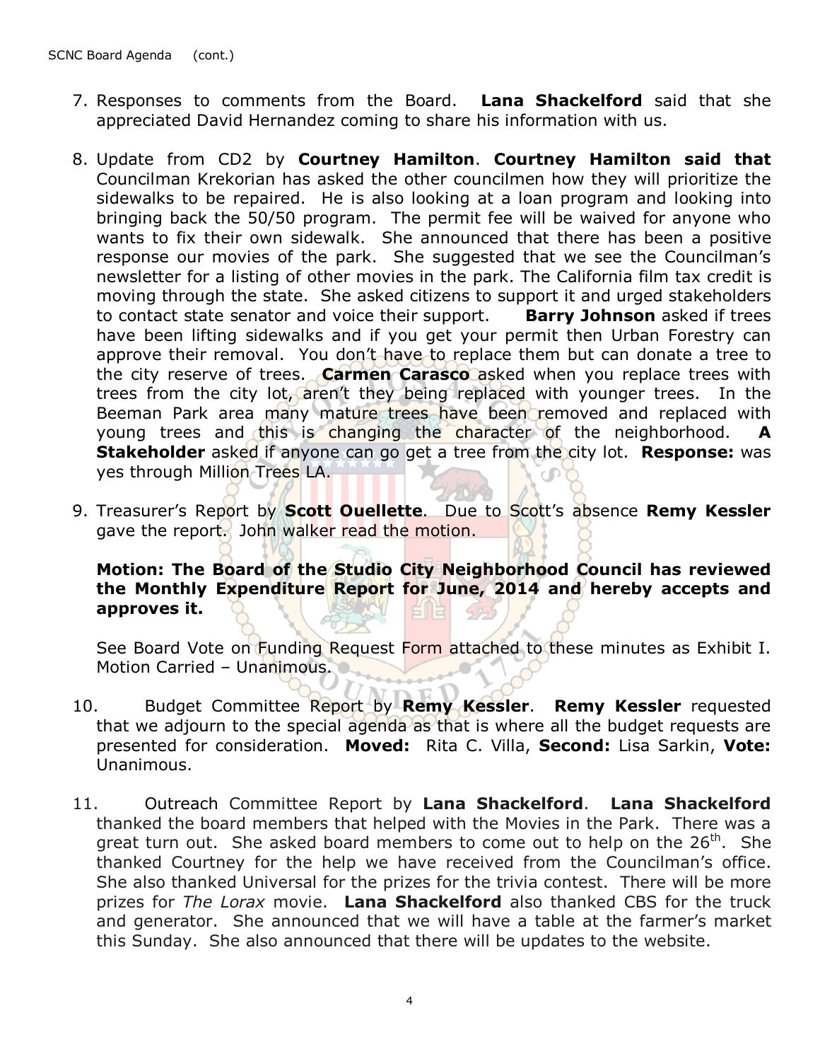7. Responses to comments from the Board. **Lana Shackelford** said that she appreciated David Hernandez coming to share his information with us.

8. Update from CD2 by **Courtney Hamilton**. **Courtney Hamilton said that** Councilman Krekorian has asked the other councilmen how they will prioritize the sidewalks to be repaired. He is also looking at a loan program and looking into bringing back the 50/50 program. The permit fee will be waived for anyone who wants to fix their own sidewalk. She announced that there has been a positive response our movies of the park. She suggested that we see the Councilman's newsletter for a listing of other movies in the park. The California film tax credit is moving through the state. She asked citizens to support it and urged stakeholders to contact state senator and voice their support. **Barry Johnson** asked if trees have been lifting sidewalks and if you get your permit then Urban Forestry can approve their removal. You don't have to replace them but can donate a tree to the city reserve of trees. **Carmen Carasco** asked when you replace trees with trees from the city lot, aren't they being replaced with younger trees. In the Beeman Park area many mature trees have been removed and replaced with young trees and this is changing the character of the neighborhood. **A Stakeholder** asked if anyone can go get a tree from the city lot. **Response:** was yes through Million Trees LA.

9. Treasurer's Report by **Scott Ouellette**. Due to Scott's absence **Remy Kessler** gave the report. John walker read the motion.

   **Motion: The Board of the Studio City Neighborhood Council has reviewed the Monthly Expenditure Report for June, 2014 and hereby accepts and approves it.**

   See Board Vote on Funding Request Form attached to these minutes as Exhibit I. Motion Carried – Unanimous.

10. Budget Committee Report by **Remy Kessler**. **Remy Kessler** requested that we adjourn to the special agenda as that is where all the budget requests are presented for consideration. **Moved:** Rita C. Villa, **Second:** Lisa Sarkin, **Vote:** Unanimous.

11. Outreach Committee Report by **Lana Shackelford**. **Lana Shackelford** thanked the board members that helped with the Movies in the Park. There was a great turn out. She asked board members to come out to help on the 26th. She thanked Courtney for the help we have received from the Councilman's office. She also thanked Universal for the prizes for the trivia contest. There will be more prizes for *The Lorax* movie. **Lana Shackelford** also thanked CBS for the truck and generator. She announced that we will have a table at the farmer's market this Sunday. She also announced that there will be updates to the website.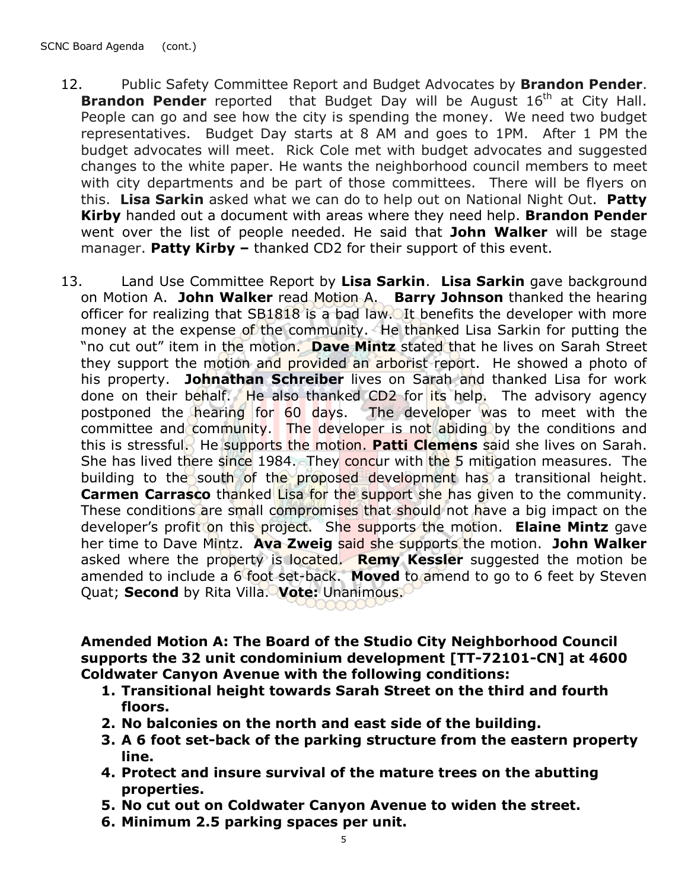12. Public Safety Committee Report and Budget Advocates by **Brandon Pender**. **Brandon Pender** reported that Budget Day will be August 16th at City Hall. People can go and see how the city is spending the money. We need two budget representatives. Budget Day starts at 8 AM and goes to 1PM. After 1 PM the budget advocates will meet. Rick Cole met with budget advocates and suggested changes to the white paper. He wants the neighborhood council members to meet with city departments and be part of those committees. There will be flyers on this. **Lisa Sarkin** asked what we can do to help out on National Night Out. **Patty Kirby** handed out a document with areas where they need help. **Brandon Pender** went over the list of people needed. He said that **John Walker** will be stage manager. **Patty Kirby –** thanked CD2 for their support of this event.

13. Land Use Committee Report by **Lisa Sarkin**. **Lisa Sarkin** gave background on Motion A. **John Walker** read Motion A. **Barry Johnson** thanked the hearing officer for realizing that SB1818 is a bad law. It benefits the developer with more money at the expense of the community. He thanked Lisa Sarkin for putting the "no cut out" item in the motion. **Dave Mintz** stated that he lives on Sarah Street they support the motion and provided an arborist report. He showed a photo of his property. **Johnathan Schreiber** lives on Sarah and thanked Lisa for work done on their behalf. He also thanked CD2 for its help. The advisory agency postponed the hearing for 60 days. The developer was to meet with the committee and community. The developer is not abiding by the conditions and this is stressful. He supports the motion. **Patti Clemens** said she lives on Sarah. She has lived there since 1984. They concur with the 5 mitigation measures. The building to the south of the proposed development has a transitional height. **Carmen Carrasco** thanked Lisa for the support she has given to the community. These conditions are small compromises that should not have a big impact on the developer's profit on this project. She supports the motion. **Elaine Mintz** gave her time to Dave Mintz. **Ava Zweig** said she supports the motion. **John Walker** asked where the property is located. **Remy Kessler** suggested the motion be amended to include a 6 foot set-back. **Moved** to amend to go to 6 feet by Steven Quat; **Second** by Rita Villa. **Vote:** Unanimous.

**Amended Motion A: The Board of the Studio City Neighborhood Council supports the 32 unit condominium development [TT-72101-CN] at 4600 Coldwater Canyon Avenue with the following conditions:**

1. **Transitional height towards Sarah Street on the third and fourth floors.**
2. **No balconies on the north and east side of the building.**
3. **A 6 foot set-back of the parking structure from the eastern property line.**
4. **Protect and insure survival of the mature trees on the abutting properties.**
5. **No cut out on Coldwater Canyon Avenue to widen the street.**
6. **Minimum 2.5 parking spaces per unit.**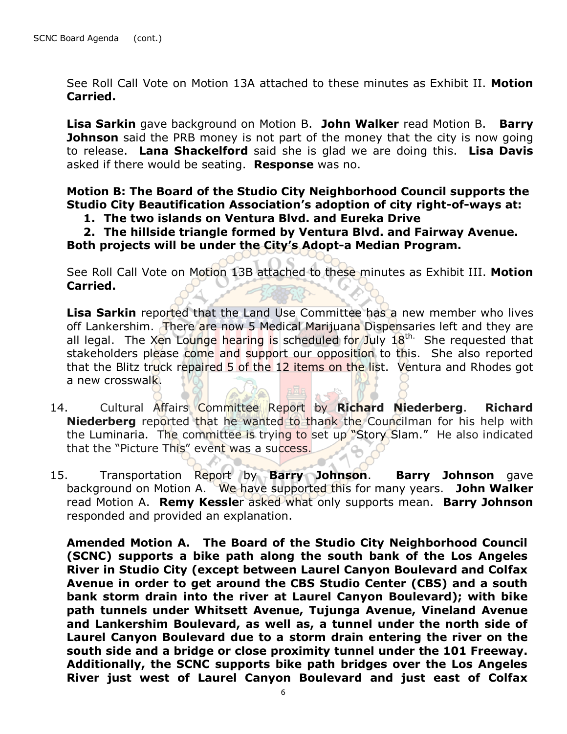See Roll Call Vote on Motion 13A attached to these minutes as Exhibit II. **Motion Carried.**

**Lisa Sarkin** gave background on Motion B. **John Walker** read Motion B. **Barry Johnson** said the PRB money is not part of the money that the city is now going to release. **Lana Shackelford** said she is glad we are doing this. **Lisa Davis** asked if there would be seating. **Response** was no.

**Motion B: The Board of the Studio City Neighborhood Council supports the Studio City Beautification Association's adoption of city right-of-ways at:**

1. **The two islands on Ventura Blvd. and Eureka Drive**
2. **The hillside triangle formed by Ventura Blvd. and Fairway Avenue.**

**Both projects will be under the City's Adopt-a Median Program.**

See Roll Call Vote on Motion 13B attached to these minutes as Exhibit III. **Motion Carried.**

**Lisa Sarkin** reported that the Land Use Committee has a new member who lives off Lankershim. There are now 5 Medical Marijuana Dispensaries left and they are all legal. The Xen Lounge hearing is scheduled for July 18th. She requested that stakeholders please come and support our opposition to this. She also reported that the Blitz truck repaired 5 of the 12 items on the list. Ventura and Rhodes got a new crosswalk.

14. Cultural Affairs Committee Report by **Richard Niederberg**. **Richard Niederberg** reported that he wanted to thank the Councilman for his help with the Luminaria. The committee is trying to set up "Story Slam." He also indicated that the "Picture This" event was a success.

15. Transportation Report by **Barry Johnson**. **Barry Johnson** gave background on Motion A. We have supported this for many years. **John Walker** read Motion A. **Remy Kessle**r asked what only supports mean. **Barry Johnson** responded and provided an explanation.

**Amended Motion A. The Board of the Studio City Neighborhood Council (SCNC) supports a bike path along the south bank of the Los Angeles River in Studio City (except between Laurel Canyon Boulevard and Colfax Avenue in order to get around the CBS Studio Center (CBS) and a south bank storm drain into the river at Laurel Canyon Boulevard); with bike path tunnels under Whitsett Avenue, Tujunga Avenue, Vineland Avenue and Lankershim Boulevard, as well as, a tunnel under the north side of Laurel Canyon Boulevard due to a storm drain entering the river on the south side and a bridge or close proximity tunnel under the 101 Freeway. Additionally, the SCNC supports bike path bridges over the Los Angeles River just west of Laurel Canyon Boulevard and just east of Colfax**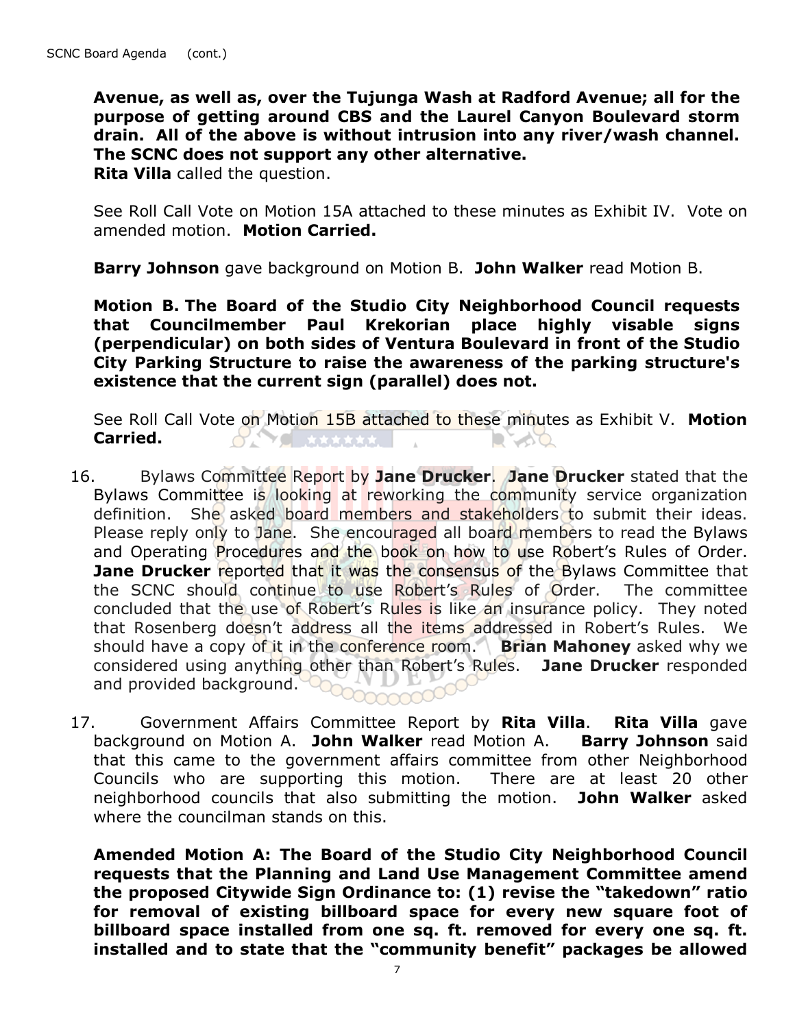**Avenue, as well as, over the Tujunga Wash at Radford Avenue; all for the purpose of getting around CBS and the Laurel Canyon Boulevard storm drain. All of the above is without intrusion into any river/wash channel. The SCNC does not support any other alternative.**
**Rita Villa** called the question.

See Roll Call Vote on Motion 15A attached to these minutes as Exhibit IV. Vote on amended motion. **Motion Carried.**

**Barry Johnson** gave background on Motion B. **John Walker** read Motion B.

**Motion B. The Board of the Studio City Neighborhood Council requests that Councilmember Paul Krekorian place highly visable signs (perpendicular) on both sides of Ventura Boulevard in front of the Studio City Parking Structure to raise the awareness of the parking structure's existence that the current sign (parallel) does not.**

See Roll Call Vote on Motion 15B attached to these minutes as Exhibit V. **Motion Carried.**

16. Bylaws Committee Report by **Jane Drucker**. **Jane Drucker** stated that the Bylaws Committee is looking at reworking the community service organization definition. She asked board members and stakeholders to submit their ideas. Please reply only to Jane. She encouraged all board members to read the Bylaws and Operating Procedures and the book on how to use Robert's Rules of Order. **Jane Drucker** reported that it was the consensus of the Bylaws Committee that the SCNC should continue to use Robert's Rules of Order. The committee concluded that the use of Robert's Rules is like an insurance policy. They noted that Rosenberg doesn't address all the items addressed in Robert's Rules. We should have a copy of it in the conference room. **Brian Mahoney** asked why we considered using anything other than Robert's Rules. **Jane Drucker** responded and provided background.

17. Government Affairs Committee Report by **Rita Villa**. **Rita Villa** gave background on Motion A. **John Walker** read Motion A. **Barry Johnson** said that this came to the government affairs committee from other Neighborhood Councils who are supporting this motion. There are at least 20 other neighborhood councils that also submitting the motion. **John Walker** asked where the councilman stands on this.

**Amended Motion A: The Board of the Studio City Neighborhood Council requests that the Planning and Land Use Management Committee amend the proposed Citywide Sign Ordinance to: (1) revise the "takedown" ratio for removal of existing billboard space for every new square foot of billboard space installed from one sq. ft. removed for every one sq. ft. installed and to state that the "community benefit" packages be allowed**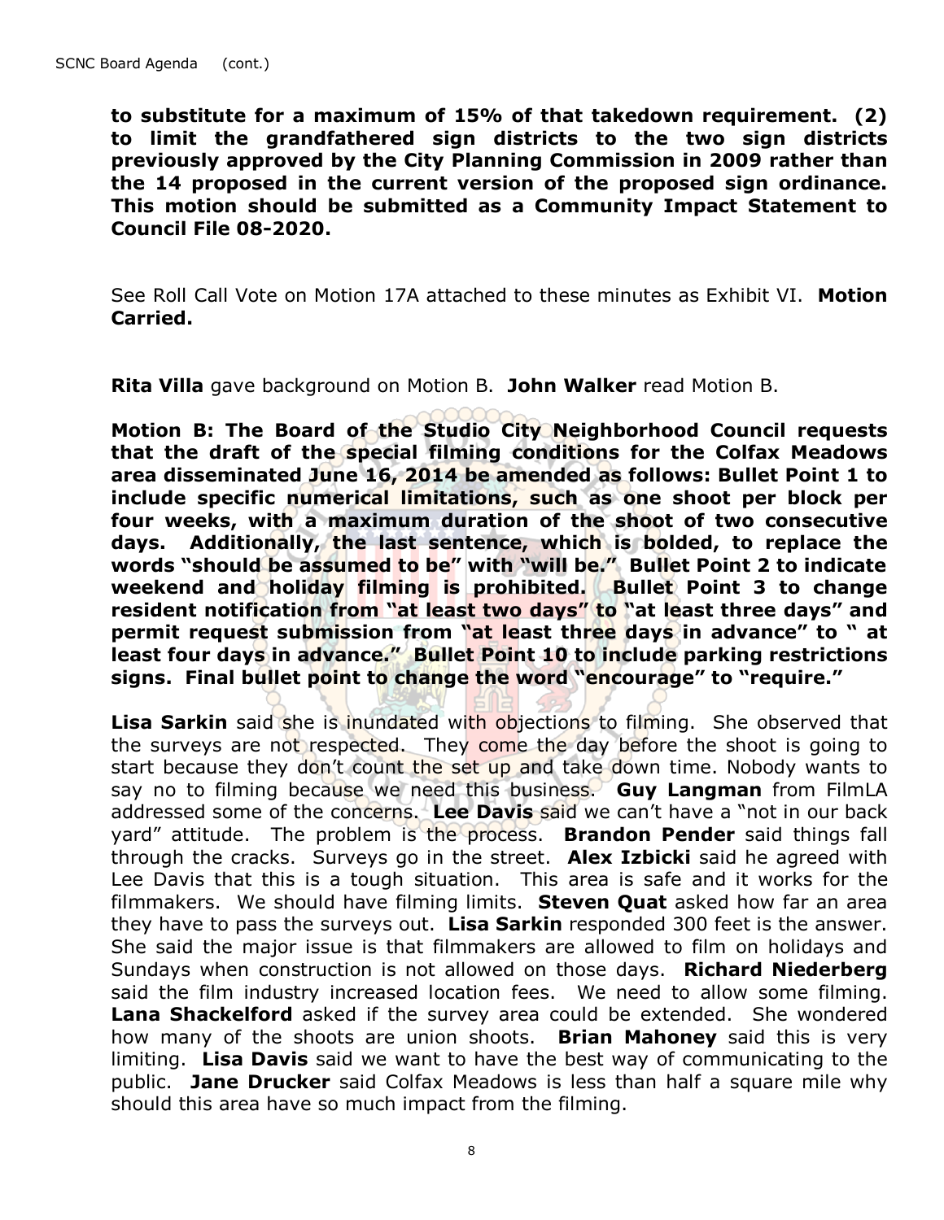**to substitute for a maximum of 15% of that takedown requirement. (2) to limit the grandfathered sign districts to the two sign districts previously approved by the City Planning Commission in 2009 rather than the 14 proposed in the current version of the proposed sign ordinance. This motion should be submitted as a Community Impact Statement to Council File 08-2020.**

See Roll Call Vote on Motion 17A attached to these minutes as Exhibit VI. **Motion Carried.**

**Rita Villa** gave background on Motion B. **John Walker** read Motion B.

**Motion B: The Board of the Studio City Neighborhood Council requests that the draft of the special filming conditions for the Colfax Meadows area disseminated June 16, 2014 be amended as follows: Bullet Point 1 to include specific numerical limitations, such as one shoot per block per four weeks, with a maximum duration of the shoot of two consecutive days. Additionally, the last sentence, which is bolded, to replace the words "should be assumed to be" with "will be." Bullet Point 2 to indicate weekend and holiday filming is prohibited. Bullet Point 3 to change resident notification from "at least two days" to "at least three days" and permit request submission from "at least three days in advance" to " at least four days in advance." Bullet Point 10 to include parking restrictions signs. Final bullet point to change the word "encourage" to "require."**

**Lisa Sarkin** said she is inundated with objections to filming. She observed that the surveys are not respected. They come the day before the shoot is going to start because they don't count the set up and take down time. Nobody wants to say no to filming because we need this business. **Guy Langman** from FilmLA addressed some of the concerns. **Lee Davis** said we can't have a "not in our back yard" attitude. The problem is the process. **Brandon Pender** said things fall through the cracks. Surveys go in the street. **Alex Izbicki** said he agreed with Lee Davis that this is a tough situation. This area is safe and it works for the filmmakers. We should have filming limits. **Steven Quat** asked how far an area they have to pass the surveys out. **Lisa Sarkin** responded 300 feet is the answer. She said the major issue is that filmmakers are allowed to film on holidays and Sundays when construction is not allowed on those days. **Richard Niederberg** said the film industry increased location fees. We need to allow some filming. **Lana Shackelford** asked if the survey area could be extended. She wondered how many of the shoots are union shoots. **Brian Mahoney** said this is very limiting. **Lisa Davis** said we want to have the best way of communicating to the public. **Jane Drucker** said Colfax Meadows is less than half a square mile why should this area have so much impact from the filming.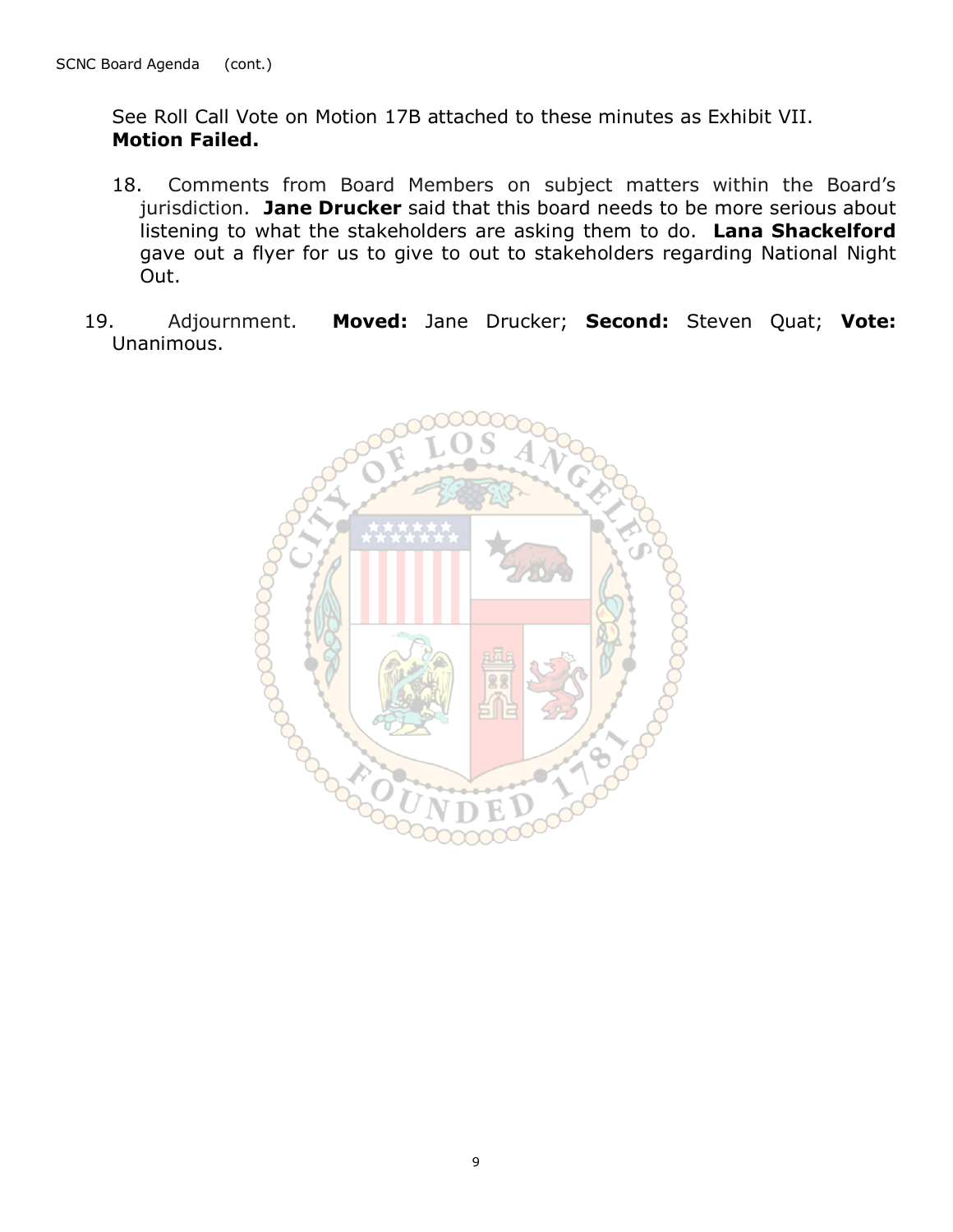See Roll Call Vote on Motion 17B attached to these minutes as Exhibit VII.
**Motion Failed.**

18. Comments from Board Members on subject matters within the Board's jurisdiction. **Jane Drucker** said that this board needs to be more serious about listening to what the stakeholders are asking them to do. **Lana Shackelford** gave out a flyer for us to give to out to stakeholders regarding National Night Out.

19. Adjournment. **Moved:** Jane Drucker; **Second:** Steven Quat; **Vote:** Unanimous.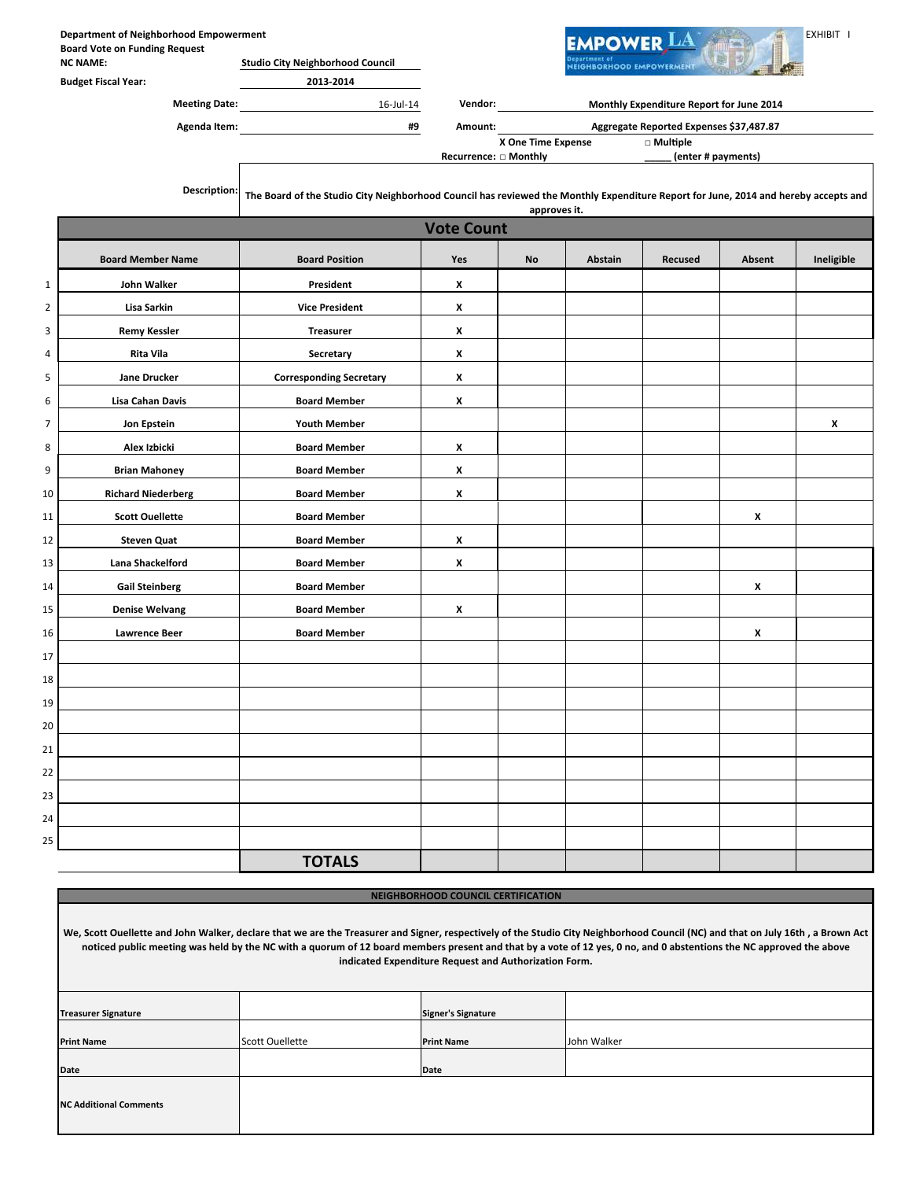**Department of Neighborhood Empowerment**
**Board Vote on Funding Request**

EXHIBIT I

**NC NAME:** Studio City Neighborhood Council

**Budget Fiscal Year:** 2013-2014

**Meeting Date:** 16-Jul-14

**Agenda Item:** #9

**Vendor:** Monthly Expenditure Report for June 2014

**Amount:** Aggregate Reported Expenses $37,487.87

X One Time Expense □ Multiple
Recurrence: □ Monthly _____ (enter # payments)

**Description:** The Board of the Studio City Neighborhood Council has reviewed the Monthly Expenditure Report for June, 2014 and hereby accepts and approves it.

## Vote Count

| | Board Member Name | Board Position | Yes | No | Abstain | Recused | Absent | Ineligible |
|---|---|---|---|---|---|---|---|---|
| 1 | John Walker | President | X | | | | | |
| 2 | Lisa Sarkin | Vice President | X | | | | | |
| 3 | Remy Kessler | Treasurer | X | | | | | |
| 4 | Rita Vila | Secretary | X | | | | | |
| 5 | Jane Drucker | Corresponding Secretary | X | | | | | |
| 6 | Lisa Cahan Davis | Board Member | X | | | | | |
| 7 | Jon Epstein | Youth Member | | | | | | X |
| 8 | Alex Izbicki | Board Member | X | | | | | |
| 9 | Brian Mahoney | Board Member | X | | | | | |
| 10 | Richard Niederberg | Board Member | X | | | | | |
| 11 | Scott Ouellette | Board Member | | | | | X | |
| 12 | Steven Quat | Board Member | X | | | | | |
| 13 | Lana Shackelford | Board Member | X | | | | | |
| 14 | Gail Steinberg | Board Member | | | | | X | |
| 15 | Denise Welvang | Board Member | X | | | | | |
| 16 | Lawrence Beer | Board Member | | | | | X | |
| 17 | | | | | | | | |
| 18 | | | | | | | | |
| 19 | | | | | | | | |
| 20 | | | | | | | | |
| 21 | | | | | | | | |
| 22 | | | | | | | | |
| 23 | | | | | | | | |
| 24 | | | | | | | | |
| 25 | | | | | | | | |
| | | **TOTALS** | | | | | | |

### NEIGHBORHOOD COUNCIL CERTIFICATION

We, Scott Ouellette and John Walker, declare that we are the Treasurer and Signer, respectively of the Studio City Neighborhood Council (NC) and that on July 16th , a Brown Act noticed public meeting was held by the NC with a quorum of 12 board members present and that by a vote of 12 yes, 0 no, and 0 abstentions the NC approved the above indicated Expenditure Request and Authorization Form.

| | | | |
|---|---|---|---|
| **Treasurer Signature** | | **Signer's Signature** | |
| **Print Name** | Scott Ouellette | **Print Name** | John Walker |
| **Date** | | **Date** | |
| **NC Additional Comments** | | | |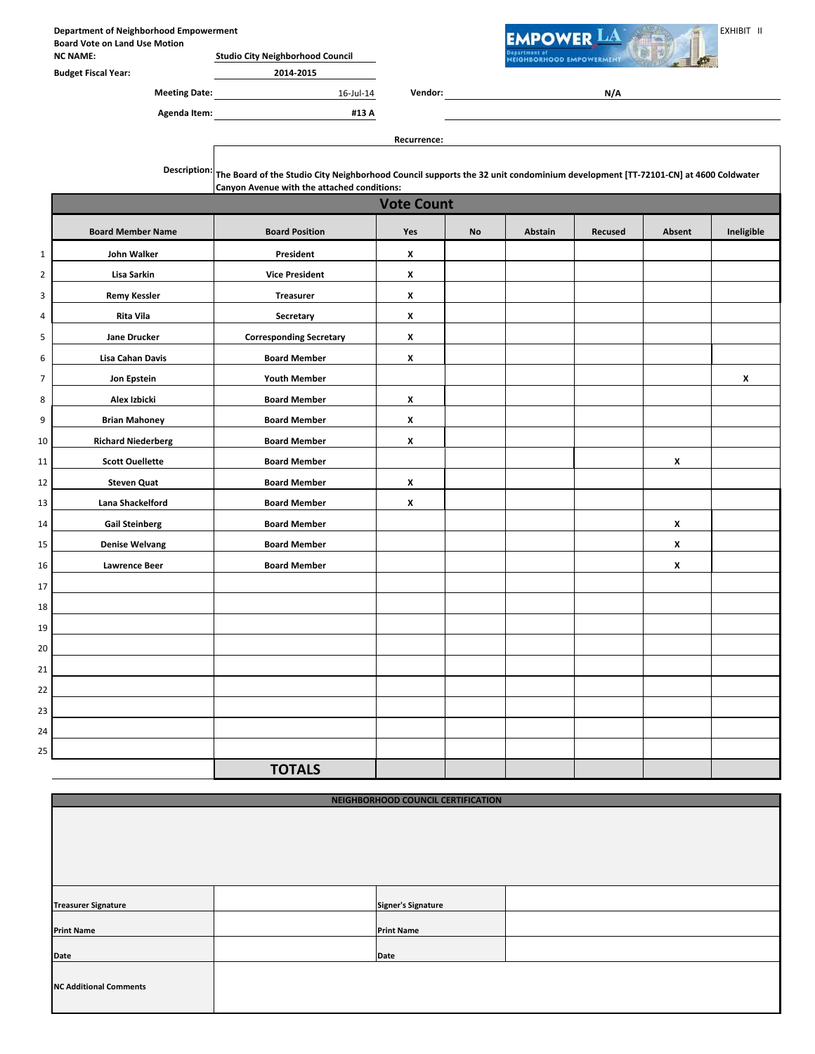Department of Neighborhood Empowerment
Board Vote on Land Use Motion

EXHIBIT II

| | |
|---|---|
| NC NAME: | Studio City Neighborhood Council |
| Budget Fiscal Year: | 2014-2015 |
| Meeting Date: | 16-Jul-14 |
| Agenda Item: | #13 A |
| Vendor: | N/A |
| Recurrence: | |

**Description:** The Board of the Studio City Neighborhood Council supports the 32 unit condominium development [TT-72101-CN] at 4600 Coldwater Canyon Avenue with the attached conditions:

## Vote Count

| | Board Member Name | Board Position | Yes | No | Abstain | Recused | Absent | Ineligible |
|---|---|---|---|---|---|---|---|---|
| 1 | John Walker | President | X | | | | | |
| 2 | Lisa Sarkin | Vice President | X | | | | | |
| 3 | Remy Kessler | Treasurer | X | | | | | |
| 4 | Rita Vila | Secretary | X | | | | | |
| 5 | Jane Drucker | Corresponding Secretary | X | | | | | |
| 6 | Lisa Cahan Davis | Board Member | X | | | | | |
| 7 | Jon Epstein | Youth Member | | | | | | X |
| 8 | Alex Izbicki | Board Member | X | | | | | |
| 9 | Brian Mahoney | Board Member | X | | | | | |
| 10 | Richard Niederberg | Board Member | X | | | | | |
| 11 | Scott Ouellette | Board Member | | | | | X | |
| 12 | Steven Quat | Board Member | X | | | | | |
| 13 | Lana Shackelford | Board Member | X | | | | | |
| 14 | Gail Steinberg | Board Member | | | | | X | |
| 15 | Denise Welvang | Board Member | | | | | X | |
| 16 | Lawrence Beer | Board Member | | | | | X | |
| 17 | | | | | | | | |
| 18 | | | | | | | | |
| 19 | | | | | | | | |
| 20 | | | | | | | | |
| 21 | | | | | | | | |
| 22 | | | | | | | | |
| 23 | | | | | | | | |
| 24 | | | | | | | | |
| 25 | | | | | | | | |
| | | **TOTALS** | | | | | | |

## NEIGHBORHOOD COUNCIL CERTIFICATION

| | | | |
|---|---|---|---|
| Treasurer Signature | | Signer's Signature | |
| Print Name | | Print Name | |
| Date | | Date | |
| NC Additional Comments | | | |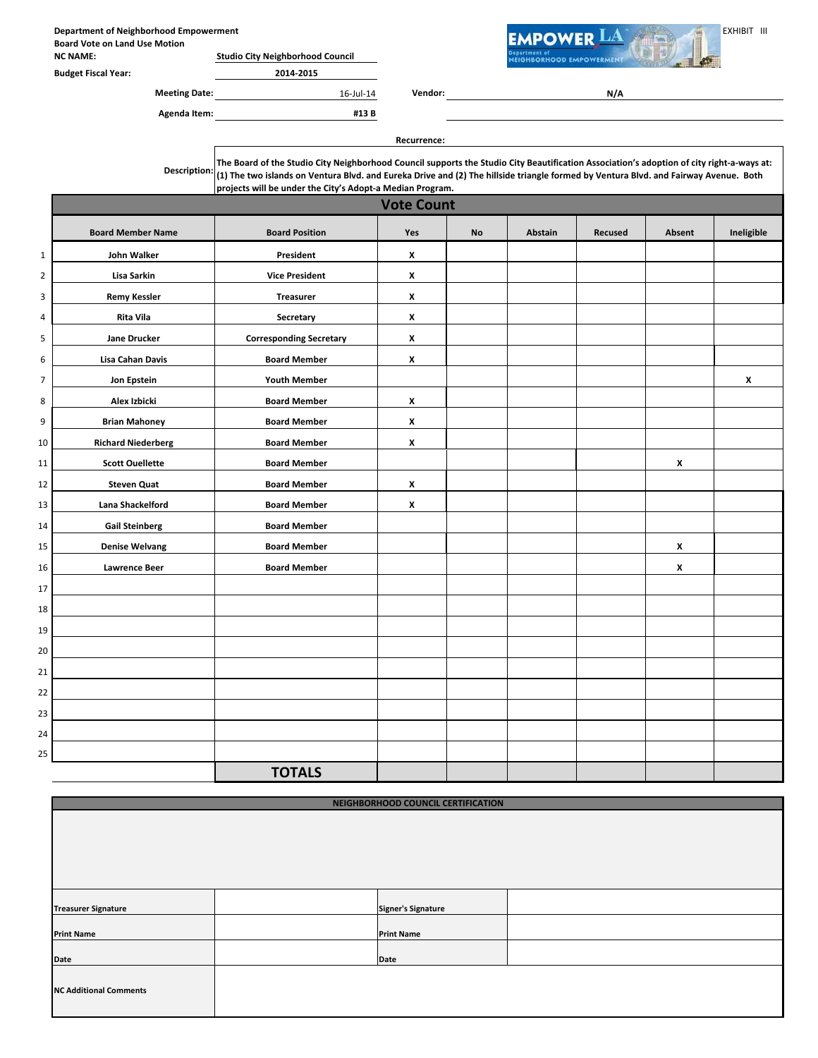**Department of Neighborhood Empowerment**
**Board Vote on Land Use Motion**

EXHIBIT III

**NC NAME:** Studio City Neighborhood Council

**Budget Fiscal Year:** 2014-2015

**Meeting Date:** 16-Jul-14

**Vendor:** N/A

**Agenda Item:** #13 B

**Recurrence:**

**Description:** The Board of the Studio City Neighborhood Council supports the Studio City Beautification Association's adoption of city right-a-ways at: (1) The two islands on Ventura Blvd. and Eureka Drive and (2) The hillside triangle formed by Ventura Blvd. and Fairway Avenue. Both projects will be under the City's Adopt-a Median Program.

## Vote Count

| | Board Member Name | Board Position | Yes | No | Abstain | Recused | Absent | Ineligible |
|---|---|---|---|---|---|---|---|---|
| 1 | John Walker | President | X | | | | | |
| 2 | Lisa Sarkin | Vice President | X | | | | | |
| 3 | Remy Kessler | Treasurer | X | | | | | |
| 4 | Rita Vila | Secretary | X | | | | | |
| 5 | Jane Drucker | Corresponding Secretary | X | | | | | |
| 6 | Lisa Cahan Davis | Board Member | X | | | | | |
| 7 | Jon Epstein | Youth Member | | | | | | X |
| 8 | Alex Izbicki | Board Member | X | | | | | |
| 9 | Brian Mahoney | Board Member | X | | | | | |
| 10 | Richard Niederberg | Board Member | X | | | | | |
| 11 | Scott Ouellette | Board Member | | | | | X | |
| 12 | Steven Quat | Board Member | X | | | | | |
| 13 | Lana Shackelford | Board Member | X | | | | | |
| 14 | Gail Steinberg | Board Member | | | | | | |
| 15 | Denise Welvang | Board Member | | | | | X | |
| 16 | Lawrence Beer | Board Member | | | | | X | |
| 17 | | | | | | | | |
| 18 | | | | | | | | |
| 19 | | | | | | | | |
| 20 | | | | | | | | |
| 21 | | | | | | | | |
| 22 | | | | | | | | |
| 23 | | | | | | | | |
| 24 | | | | | | | | |
| 25 | | | | | | | | |
| | | **TOTALS** | | | | | | |

**NEIGHBORHOOD COUNCIL CERTIFICATION**

| | | | |
|---|---|---|---|
| **Treasurer Signature** | | **Signer's Signature** | |
| **Print Name** | | **Print Name** | |
| **Date** | | **Date** | |
| **NC Additional Comments** | | | |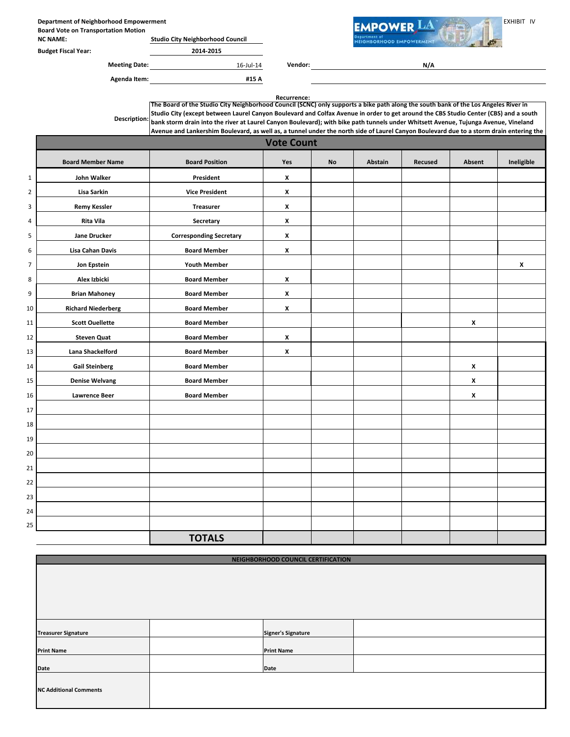**Department of Neighborhood Empowerment**
**Board Vote on Transportation Motion**

EXHIBIT IV

**NC NAME:** Studio City Neighborhood Council

**Budget Fiscal Year:** 2014-2015

**Meeting Date:** 16-Jul-14 **Vendor:** N/A

**Agenda Item:** #15 A

**Recurrence:**

**Description:** The Board of the Studio City Neighborhood Council (SCNC) only supports a bike path along the south bank of the Los Angeles River in Studio City (except between Laurel Canyon Boulevard and Colfax Avenue in order to get around the CBS Studio Center (CBS) and a south bank storm drain into the river at Laurel Canyon Boulevard); with bike path tunnels under Whitsett Avenue, Tujunga Avenue, Vineland Avenue and Lankershim Boulevard, as well as, a tunnel under the north side of Laurel Canyon Boulevard due to a storm drain entering the

## Vote Count

| | Board Member Name | Board Position | Yes | No | Abstain | Recused | Absent | Ineligible |
|---|---|---|---|---|---|---|---|---|
| 1 | John Walker | President | X | | | | | |
| 2 | Lisa Sarkin | Vice President | X | | | | | |
| 3 | Remy Kessler | Treasurer | X | | | | | |
| 4 | Rita Vila | Secretary | X | | | | | |
| 5 | Jane Drucker | Corresponding Secretary | X | | | | | |
| 6 | Lisa Cahan Davis | Board Member | X | | | | | |
| 7 | Jon Epstein | Youth Member | | | | | | X |
| 8 | Alex Izbicki | Board Member | X | | | | | |
| 9 | Brian Mahoney | Board Member | X | | | | | |
| 10 | Richard Niederberg | Board Member | X | | | | | |
| 11 | Scott Ouellette | Board Member | | | | | X | |
| 12 | Steven Quat | Board Member | X | | | | | |
| 13 | Lana Shackelford | Board Member | X | | | | | |
| 14 | Gail Steinberg | Board Member | | | | | X | |
| 15 | Denise Welvang | Board Member | | | | | X | |
| 16 | Lawrence Beer | Board Member | | | | | X | |
| 17 | | | | | | | | |
| 18 | | | | | | | | |
| 19 | | | | | | | | |
| 20 | | | | | | | | |
| 21 | | | | | | | | |
| 22 | | | | | | | | |
| 23 | | | | | | | | |
| 24 | | | | | | | | |
| 25 | | | | | | | | |
| | | **TOTALS** | | | | | | |

**NEIGHBORHOOD COUNCIL CERTIFICATION**

| | | | |
|---|---|---|---|
| **Treasurer Signature** | | **Signer's Signature** | |
| **Print Name** | | **Print Name** | |
| **Date** | | **Date** | |
| **NC Additional Comments** | | | |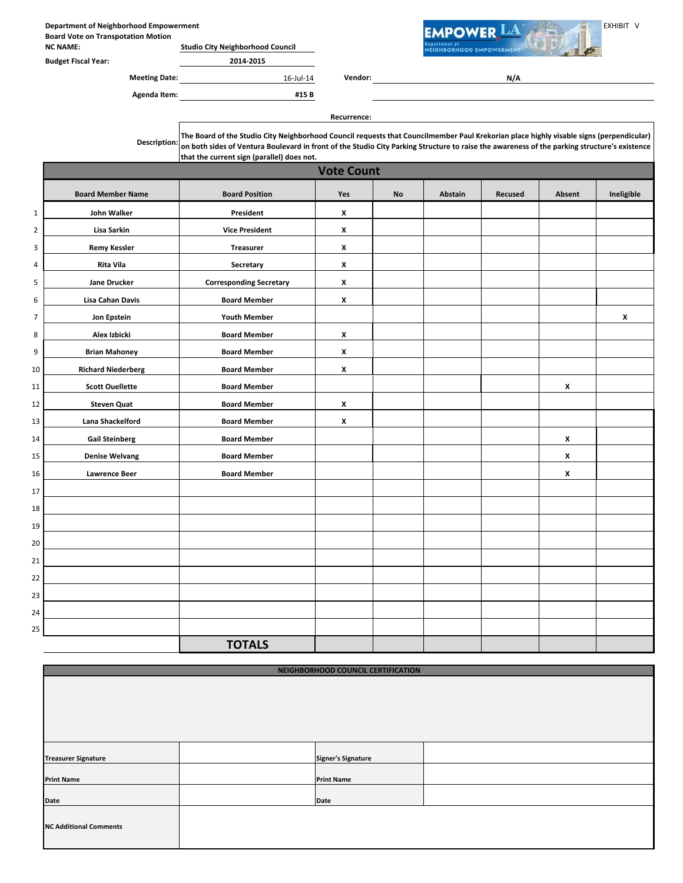Department of Neighborhood Empowerment
Board Vote on Transpotation Motion

EXHIBIT V

**NC NAME:** Studio City Neighborhood Council

**Budget Fiscal Year:** 2014-2015

**Meeting Date:** 16-Jul-14

**Vendor:** N/A

**Agenda Item:** #15 B

**Recurrence:**

**Description:** The Board of the Studio City Neighborhood Council requests that Councilmember Paul Krekorian place highly visable signs (perpendicular) on both sides of Ventura Boulevard in front of the Studio City Parking Structure to raise the awareness of the parking structure's existence that the current sign (parallel) does not.

## Vote Count

| | Board Member Name | Board Position | Yes | No | Abstain | Recused | Absent | Ineligible |
|---|---|---|---|---|---|---|---|---|
| 1 | John Walker | President | X | | | | | |
| 2 | Lisa Sarkin | Vice President | X | | | | | |
| 3 | Remy Kessler | Treasurer | X | | | | | |
| 4 | Rita Vila | Secretary | X | | | | | |
| 5 | Jane Drucker | Corresponding Secretary | X | | | | | |
| 6 | Lisa Cahan Davis | Board Member | X | | | | | |
| 7 | Jon Epstein | Youth Member | | | | | | X |
| 8 | Alex Izbicki | Board Member | X | | | | | |
| 9 | Brian Mahoney | Board Member | X | | | | | |
| 10 | Richard Niederberg | Board Member | X | | | | | |
| 11 | Scott Ouellette | Board Member | | | | | X | |
| 12 | Steven Quat | Board Member | X | | | | | |
| 13 | Lana Shackelford | Board Member | X | | | | | |
| 14 | Gail Steinberg | Board Member | | | | | X | |
| 15 | Denise Welvang | Board Member | | | | | X | |
| 16 | Lawrence Beer | Board Member | | | | | X | |
| 17 | | | | | | | | |
| 18 | | | | | | | | |
| 19 | | | | | | | | |
| 20 | | | | | | | | |
| 21 | | | | | | | | |
| 22 | | | | | | | | |
| 23 | | | | | | | | |
| 24 | | | | | | | | |
| 25 | | | | | | | | |
| | | **TOTALS** | | | | | | |

## NEIGHBORHOOD COUNCIL CERTIFICATION

| | | | |
|---|---|---|---|
| Treasurer Signature | | Signer's Signature | |
| Print Name | | Print Name | |
| Date | | Date | |
| NC Additional Comments | | | |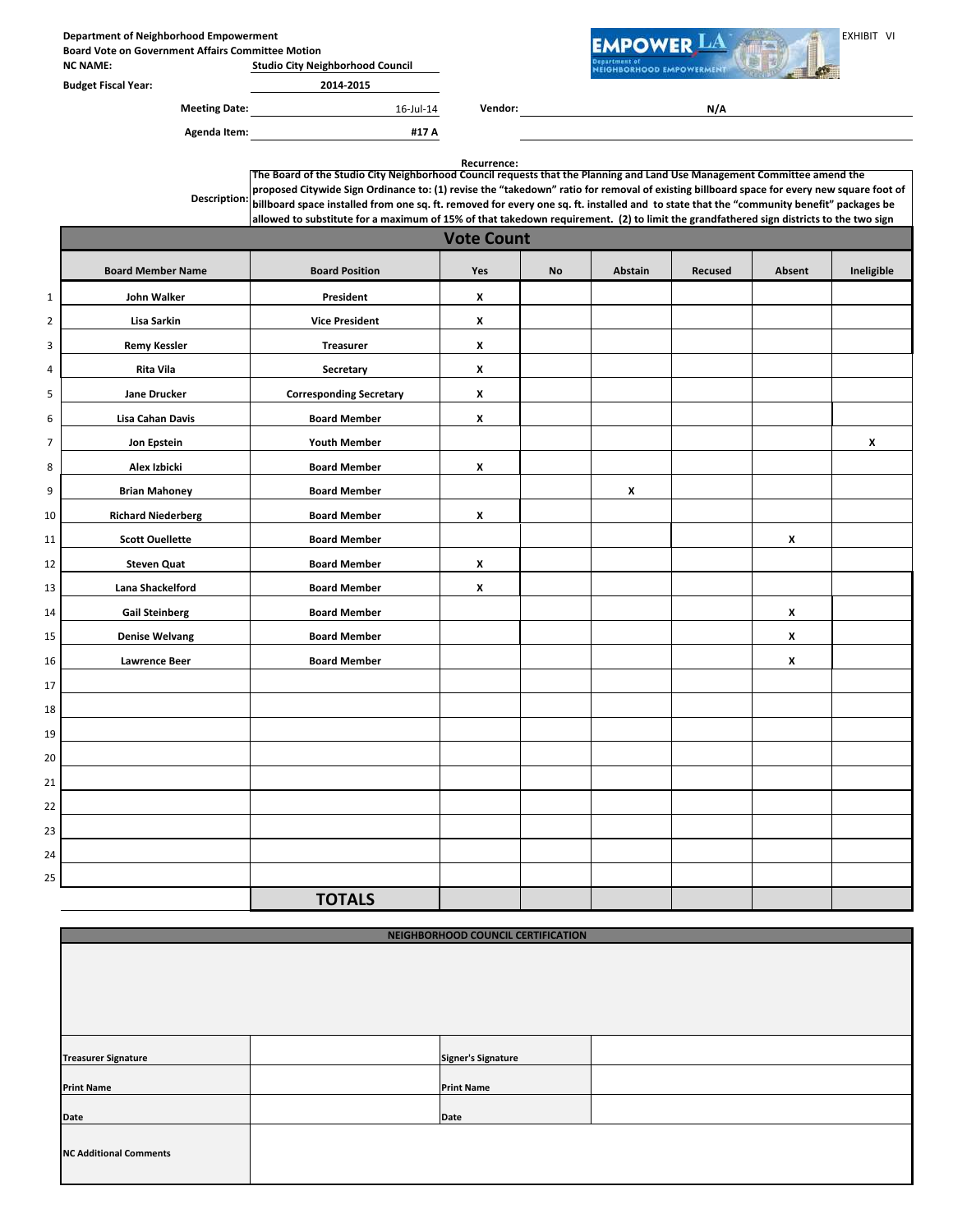Department of Neighborhood Empowerment
Board Vote on Government Affairs Committee Motion

EXHIBIT VI

**NC NAME:** Studio City Neighborhood Council

**Budget Fiscal Year:** 2014-2015

**Meeting Date:** 16-Jul-14

**Vendor:** N/A

**Agenda Item:** #17 A

**Recurrence:**

**Description:** The Board of the Studio City Neighborhood Council requests that the Planning and Land Use Management Committee amend the proposed Citywide Sign Ordinance to: (1) revise the "takedown" ratio for removal of existing billboard space for every new square foot of billboard space installed from one sq. ft. removed for every one sq. ft. installed and to state that the "community benefit" packages be allowed to substitute for a maximum of 15% of that takedown requirement. (2) to limit the grandfathered sign districts to the two sign

## Vote Count

| | Board Member Name | Board Position | Yes | No | Abstain | Recused | Absent | Ineligible |
|---|---|---|---|---|---|---|---|---|
| 1 | John Walker | President | x | | | | | |
| 2 | Lisa Sarkin | Vice President | x | | | | | |
| 3 | Remy Kessler | Treasurer | x | | | | | |
| 4 | Rita Vila | Secretary | x | | | | | |
| 5 | Jane Drucker | Corresponding Secretary | x | | | | | |
| 6 | Lisa Cahan Davis | Board Member | x | | | | | |
| 7 | Jon Epstein | Youth Member | | | | | | x |
| 8 | Alex Izbicki | Board Member | x | | | | | |
| 9 | Brian Mahoney | Board Member | | | x | | | |
| 10 | Richard Niederberg | Board Member | x | | | | | |
| 11 | Scott Ouellette | Board Member | | | | | x | |
| 12 | Steven Quat | Board Member | x | | | | | |
| 13 | Lana Shackelford | Board Member | x | | | | | |
| 14 | Gail Steinberg | Board Member | | | | | x | |
| 15 | Denise Welvang | Board Member | | | | | x | |
| 16 | Lawrence Beer | Board Member | | | | | x | |
| 17 | | | | | | | | |
| 18 | | | | | | | | |
| 19 | | | | | | | | |
| 20 | | | | | | | | |
| 21 | | | | | | | | |
| 22 | | | | | | | | |
| 23 | | | | | | | | |
| 24 | | | | | | | | |
| 25 | | | | | | | | |
| | | **TOTALS** | | | | | | |

**NEIGHBORHOOD COUNCIL CERTIFICATION**

| | | | |
|---|---|---|---|
| Treasurer Signature | | Signer's Signature | |
| Print Name | | Print Name | |
| Date | | Date | |
| NC Additional Comments | | | |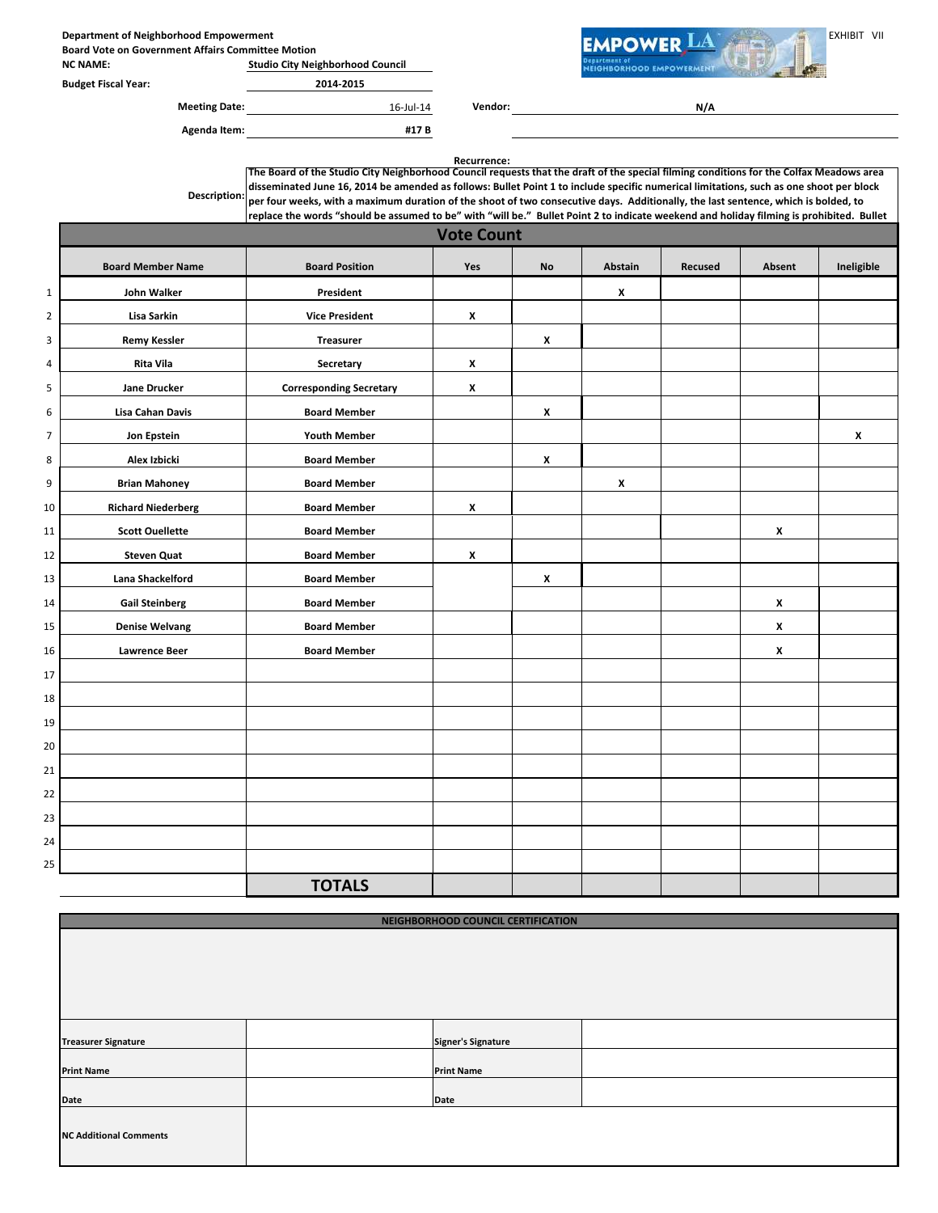**Department of Neighborhood Empowerment**
**Board Vote on Government Affairs Committee Motion**

EXHIBIT VII

**NC NAME:** Studio City Neighborhood Council

**Budget Fiscal Year:** 2014-2015

**Meeting Date:** 16-Jul-14

**Vendor:** N/A

**Agenda Item:** #17 B

**Recurrence:**

**Description:** The Board of the Studio City Neighborhood Council requests that the draft of the special filming conditions for the Colfax Meadows area disseminated June 16, 2014 be amended as follows: Bullet Point 1 to include specific numerical limitations, such as one shoot per block per four weeks, with a maximum duration of the shoot of two consecutive days. Additionally, the last sentence, which is bolded, to replace the words "should be assumed to be" with "will be." Bullet Point 2 to indicate weekend and holiday filming is prohibited. Bullet

## Vote Count

| | Board Member Name | Board Position | Yes | No | Abstain | Recused | Absent | Ineligible |
|---|---|---|---|---|---|---|---|---|
| 1 | John Walker | President | | | X | | | |
| 2 | Lisa Sarkin | Vice President | X | | | | | |
| 3 | Remy Kessler | Treasurer | | X | | | | |
| 4 | Rita Vila | Secretary | X | | | | | |
| 5 | Jane Drucker | Corresponding Secretary | X | | | | | |
| 6 | Lisa Cahan Davis | Board Member | | X | | | | |
| 7 | Jon Epstein | Youth Member | | | | | | X |
| 8 | Alex Izbicki | Board Member | | X | | | | |
| 9 | Brian Mahoney | Board Member | | | X | | | |
| 10 | Richard Niederberg | Board Member | X | | | | | |
| 11 | Scott Ouellette | Board Member | | | | | X | |
| 12 | Steven Quat | Board Member | X | | | | | |
| 13 | Lana Shackelford | Board Member | | X | | | | |
| 14 | Gail Steinberg | Board Member | | | | | X | |
| 15 | Denise Welvang | Board Member | | | | | X | |
| 16 | Lawrence Beer | Board Member | | | | | X | |
| 17 | | | | | | | | |
| 18 | | | | | | | | |
| 19 | | | | | | | | |
| 20 | | | | | | | | |
| 21 | | | | | | | | |
| 22 | | | | | | | | |
| 23 | | | | | | | | |
| 24 | | | | | | | | |
| 25 | | | | | | | | |
| | | **TOTALS** | | | | | | |

**NEIGHBORHOOD COUNCIL CERTIFICATION**

| | | | |
|---|---|---|---|
| **Treasurer Signature** | | **Signer's Signature** | |
| **Print Name** | | **Print Name** | |
| **Date** | | **Date** | |
| **NC Additional Comments** | | | |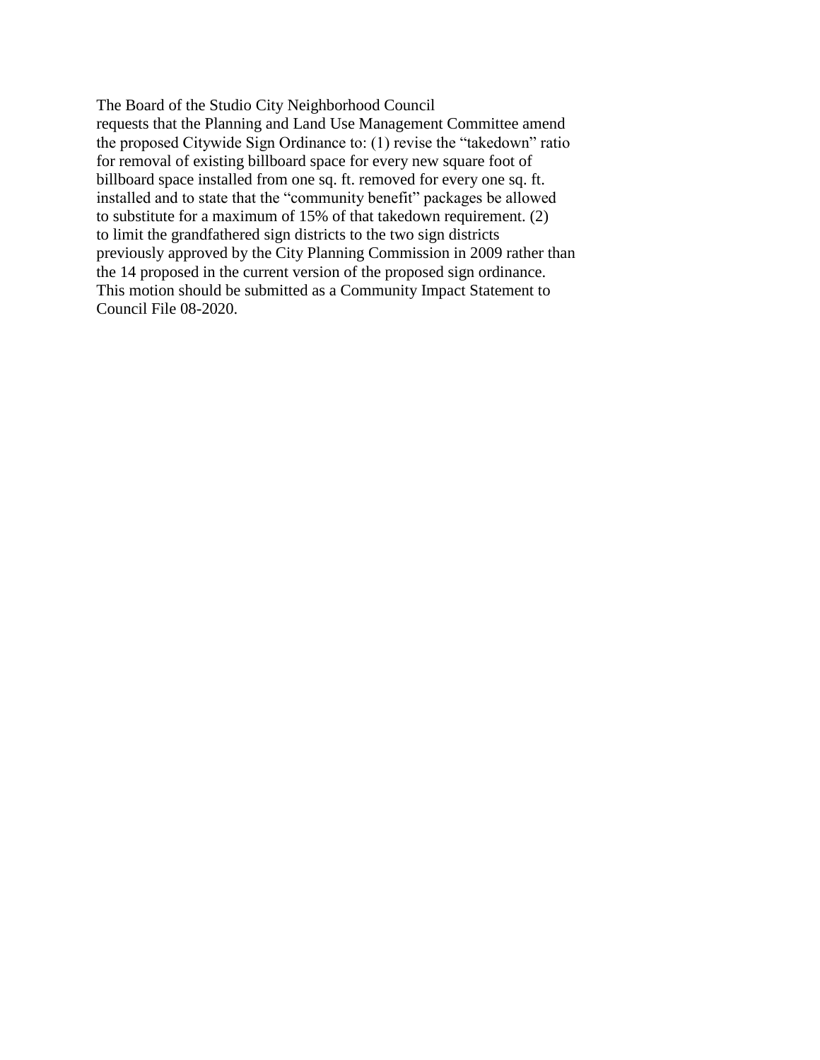The Board of the Studio City Neighborhood Council requests that the Planning and Land Use Management Committee amend the proposed Citywide Sign Ordinance to: (1) revise the "takedown" ratio for removal of existing billboard space for every new square foot of billboard space installed from one sq. ft. removed for every one sq. ft. installed and to state that the "community benefit" packages be allowed to substitute for a maximum of 15% of that takedown requirement. (2) to limit the grandfathered sign districts to the two sign districts previously approved by the City Planning Commission in 2009 rather than the 14 proposed in the current version of the proposed sign ordinance. This motion should be submitted as a Community Impact Statement to Council File 08-2020.